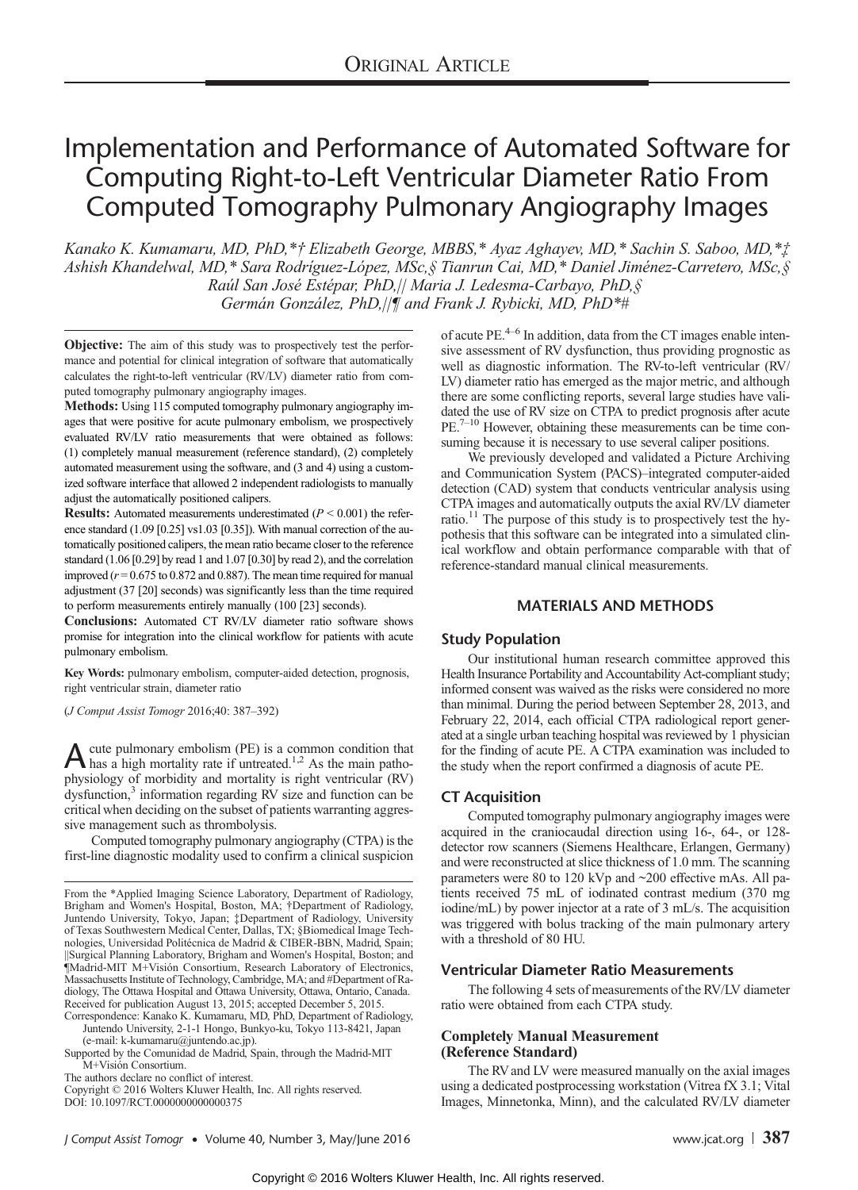ORIGINAL ARTICLE

# Implementation and Performance of Automated Software for Computing Right-to-Left Ventricular Diameter Ratio From Computed Tomography Pulmonary Angiography Images

*Kanako K. Kumamaru, MD, PhD,*† Elizabeth George, MBBS,* Ayaz Aghayev, MD,* Sachin S. Saboo, MD,*‡ Ashish Khandelwal, MD,* Sara Rodríguez-López, MSc,§ Tianrun Cai, MD,* Daniel Jiménez-Carretero, MSc,§ Raúl San José Estépar, PhD,|| Maria J. Ledesma-Carbayo, PhD,§ Germán González, PhD,||¶ and Frank J. Rybicki, MD, PhD*#*

**Objective:** The aim of this study was to prospectively test the performance and potential for clinical integration of software that automatically calculates the right-to-left ventricular (RV/LV) diameter ratio from computed tomography pulmonary angiography images.

**Methods:** Using 115 computed tomography pulmonary angiography images that were positive for acute pulmonary embolism, we prospectively evaluated RV/LV ratio measurements that were obtained as follows: (1) completely manual measurement (reference standard), (2) completely automated measurement using the software, and (3 and 4) using a customized software interface that allowed 2 independent radiologists to manually adjust the automatically positioned calipers.

**Results:** Automated measurements underestimated ($P < 0.001$) the reference standard (1.09 [0.25] vs1.03 [0.35]). With manual correction of the automatically positioned calipers, the mean ratio became closer to the reference standard (1.06 [0.29] by read 1 and 1.07 [0.30] by read 2), and the correlation improved ($r = 0.675$ to 0.872 and 0.887). The mean time required for manual adjustment (37 [20] seconds) was significantly less than the time required to perform measurements entirely manually (100 [23] seconds).

**Conclusions:** Automated CT RV/LV diameter ratio software shows promise for integration into the clinical workflow for patients with acute pulmonary embolism.

**Key Words:** pulmonary embolism, computer-aided detection, prognosis, right ventricular strain, diameter ratio

(*J Comput Assist Tomogr* 2016;40: 387–392)

Acute pulmonary embolism (PE) is a common condition that has a high mortality rate if untreated.[1,2] As the main pathophysiology of morbidity and mortality is right ventricular (RV) dysfunction,[3] information regarding RV size and function can be critical when deciding on the subset of patients warranting aggressive management such as thrombolysis.

Computed tomography pulmonary angiography (CTPA) is the first-line diagnostic modality used to confirm a clinical suspicion of acute PE.[4–6] In addition, data from the CT images enable intensive assessment of RV dysfunction, thus providing prognostic as well as diagnostic information. The RV-to-left ventricular (RV/LV) diameter ratio has emerged as the major metric, and although there are some conflicting reports, several large studies have validated the use of RV size on CTPA to predict prognosis after acute PE.[7–10] However, obtaining these measurements can be time consuming because it is necessary to use several caliper positions.

We previously developed and validated a Picture Archiving and Communication System (PACS)–integrated computer-aided detection (CAD) system that conducts ventricular analysis using CTPA images and automatically outputs the axial RV/LV diameter ratio.[11] The purpose of this study is to prospectively test the hypothesis that this software can be integrated into a simulated clinical workflow and obtain performance comparable with that of reference-standard manual clinical measurements.

## MATERIALS AND METHODS

### Study Population

Our institutional human research committee approved this Health Insurance Portability and Accountability Act-compliant study; informed consent was waived as the risks were considered no more than minimal. During the period between September 28, 2013, and February 22, 2014, each official CTPA radiological report generated at a single urban teaching hospital was reviewed by 1 physician for the finding of acute PE. A CTPA examination was included to the study when the report confirmed a diagnosis of acute PE.

### CT Acquisition

Computed tomography pulmonary angiography images were acquired in the craniocaudal direction using 16-, 64-, or 128-detector row scanners (Siemens Healthcare, Erlangen, Germany) and were reconstructed at slice thickness of 1.0 mm. The scanning parameters were 80 to 120 kVp and ~200 effective mAs. All patients received 75 mL of iodinated contrast medium (370 mg iodine/mL) by power injector at a rate of 3 mL/s. The acquisition was triggered with bolus tracking of the main pulmonary artery with a threshold of 80 HU.

### Ventricular Diameter Ratio Measurements

The following 4 sets of measurements of the RV/LV diameter ratio were obtained from each CTPA study.

#### Completely Manual Measurement (Reference Standard)

The RV and LV were measured manually on the axial images using a dedicated postprocessing workstation (Vitrea fX 3.1; Vital Images, Minnetonka, Minn), and the calculated RV/LV diameter

From the *Applied Imaging Science Laboratory, Department of Radiology, Brigham and Women's Hospital, Boston, MA; †Department of Radiology, Juntendo University, Tokyo, Japan; ‡Department of Radiology, University of Texas Southwestern Medical Center, Dallas, TX; §Biomedical Image Technologies, Universidad Politécnica de Madrid & CIBER-BBN, Madrid, Spain; ||Surgical Planning Laboratory, Brigham and Women's Hospital, Boston; and ¶Madrid-MIT M+Visión Consortium, Research Laboratory of Electronics, Massachusetts Institute of Technology, Cambridge, MA; and #Department of Radiology, The Ottawa Hospital and Ottawa University, Ottawa, Ontario, Canada.
Received for publication August 13, 2015; accepted December 5, 2015.
Correspondence: Kanako K. Kumamaru, MD, PhD, Department of Radiology, Juntendo University, 2-1-1 Hongo, Bunkyo-ku, Tokyo 113-8421, Japan (e-mail: k-kumamaru@juntendo.ac.jp).
Supported by the Comunidad de Madrid, Spain, through the Madrid-MIT M+Visión Consortium.
The authors declare no conflict of interest.
Copyright © 2016 Wolters Kluwer Health, Inc. All rights reserved.
DOI: 10.1097/RCT.0000000000000375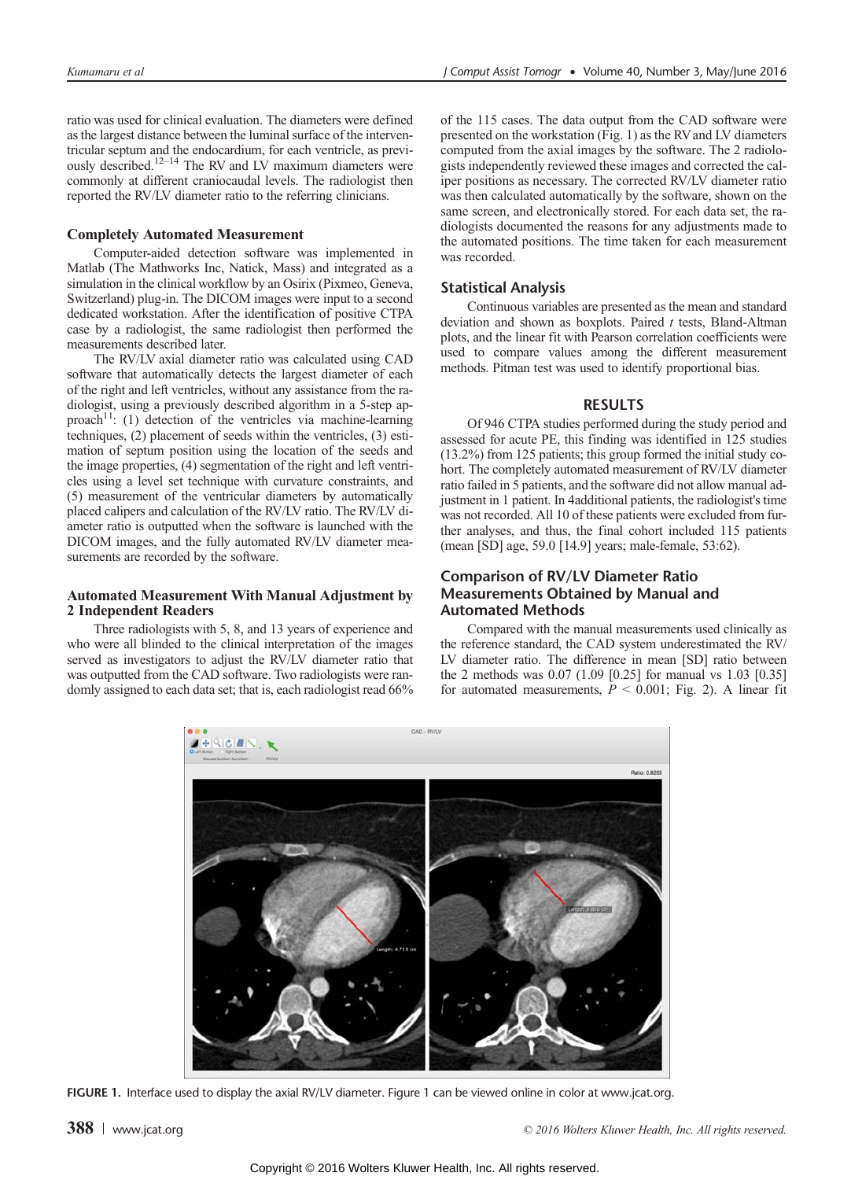ratio was used for clinical evaluation. The diameters were defined as the largest distance between the luminal surface of the interventricular septum and the endocardium, for each ventricle, as previously described.[12–14] The RV and LV maximum diameters were commonly at different craniocaudal levels. The radiologist then reported the RV/LV diameter ratio to the referring clinicians.

### Completely Automated Measurement

Computer-aided detection software was implemented in Matlab (The Mathworks Inc, Natick, Mass) and integrated as a simulation in the clinical workflow by an Osirix (Pixmeo, Geneva, Switzerland) plug-in. The DICOM images were input to a second dedicated workstation. After the identification of positive CTPA case by a radiologist, the same radiologist then performed the measurements described later.

The RV/LV axial diameter ratio was calculated using CAD software that automatically detects the largest diameter of each of the right and left ventricles, without any assistance from the radiologist, using a previously described algorithm in a 5-step approach[11]: (1) detection of the ventricles via machine-learning techniques, (2) placement of seeds within the ventricles, (3) estimation of septum position using the location of the seeds and the image properties, (4) segmentation of the right and left ventricles using a level set technique with curvature constraints, and (5) measurement of the ventricular diameters by automatically placed calipers and calculation of the RV/LV ratio. The RV/LV diameter ratio is outputted when the software is launched with the DICOM images, and the fully automated RV/LV diameter measurements are recorded by the software.

### Automated Measurement With Manual Adjustment by 2 Independent Readers

Three radiologists with 5, 8, and 13 years of experience and who were all blinded to the clinical interpretation of the images served as investigators to adjust the RV/LV diameter ratio that was outputted from the CAD software. Two radiologists were randomly assigned to each data set; that is, each radiologist read 66% of the 115 cases. The data output from the CAD software were presented on the workstation (Fig. 1) as the RV and LV diameters computed from the axial images by the software. The 2 radiologists independently reviewed these images and corrected the caliper positions as necessary. The corrected RV/LV diameter ratio was then calculated automatically by the software, shown on the same screen, and electronically stored. For each data set, the radiologists documented the reasons for any adjustments made to the automated positions. The time taken for each measurement was recorded.

### Statistical Analysis

Continuous variables are presented as the mean and standard deviation and shown as boxplots. Paired *t* tests, Bland-Altman plots, and the linear fit with Pearson correlation coefficients were used to compare values among the different measurement methods. Pitman test was used to identify proportional bias.

## RESULTS

Of 946 CTPA studies performed during the study period and assessed for acute PE, this finding was identified in 125 studies (13.2%) from 125 patients; this group formed the initial study cohort. The completely automated measurement of RV/LV diameter ratio failed in 5 patients, and the software did not allow manual adjustment in 1 patient. In 4additional patients, the radiologist's time was not recorded. All 10 of these patients were excluded from further analyses, and thus, the final cohort included 115 patients (mean [SD] age, 59.0 [14.9] years; male-female, 53:62).

### Comparison of RV/LV Diameter Ratio Measurements Obtained by Manual and Automated Methods

Compared with the manual measurements used clinically as the reference standard, the CAD system underestimated the RV/LV diameter ratio. The difference in mean [SD] ratio between the 2 methods was 0.07 (1.09 [0.25] for manual vs 1.03 [0.35] for automated measurements, $P < 0.001$; Fig. 2). A linear fit

**FIGURE 1.** Interface used to display the axial RV/LV diameter. Figure 1 can be viewed online in color at www.jcat.org.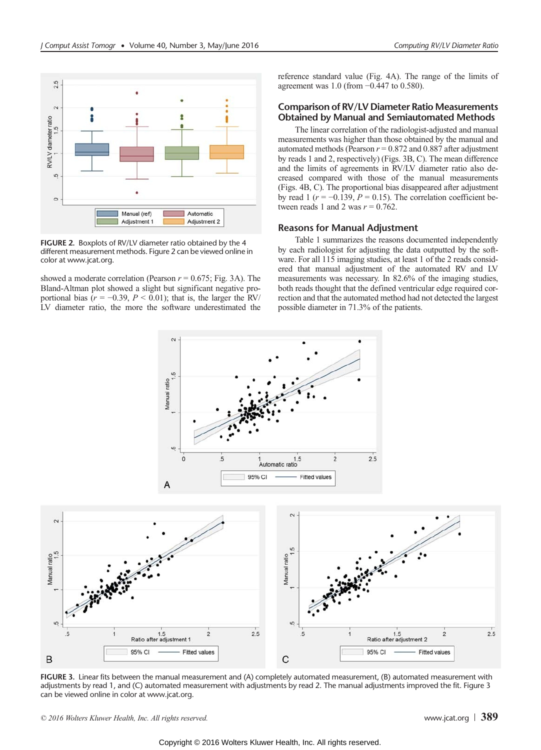FIGURE 2. Boxplots of RV/LV diameter ratio obtained by the 4 different measurement methods. Figure 2 can be viewed online in color at www.jcat.org.

showed a moderate correlation (Pearson $r = 0.675$; Fig. 3A). The Bland-Altman plot showed a slight but significant negative proportional bias ($r = -0.39$, $P < 0.01$); that is, the larger the RV/LV diameter ratio, the more the software underestimated the reference standard value (Fig. 4A). The range of the limits of agreement was 1.0 (from −0.447 to 0.580).

## Comparison of RV/LV Diameter Ratio Measurements Obtained by Manual and Semiautomated Methods

The linear correlation of the radiologist-adjusted and manual measurements was higher than those obtained by the manual and automated methods (Pearson $r = 0.872$ and 0.887 after adjustment by reads 1 and 2, respectively) (Figs. 3B, C). The mean difference and the limits of agreements in RV/LV diameter ratio also decreased compared with those of the manual measurements (Figs. 4B, C). The proportional bias disappeared after adjustment by read 1 ($r = -0.139$, $P = 0.15$). The correlation coefficient between reads 1 and 2 was $r = 0.762$.

## Reasons for Manual Adjustment

Table 1 summarizes the reasons documented independently by each radiologist for adjusting the data outputted by the software. For all 115 imaging studies, at least 1 of the 2 reads considered that manual adjustment of the automated RV and LV measurements was necessary. In 82.6% of the imaging studies, both reads thought that the defined ventricular edge required correction and that the automated method had not detected the largest possible diameter in 71.3% of the patients.

FIGURE 3. Linear fits between the manual measurement and (A) completely automated measurement, (B) automated measurement with adjustments by read 1, and (C) automated measurement with adjustments by read 2. The manual adjustments improved the fit. Figure 3 can be viewed online in color at www.jcat.org.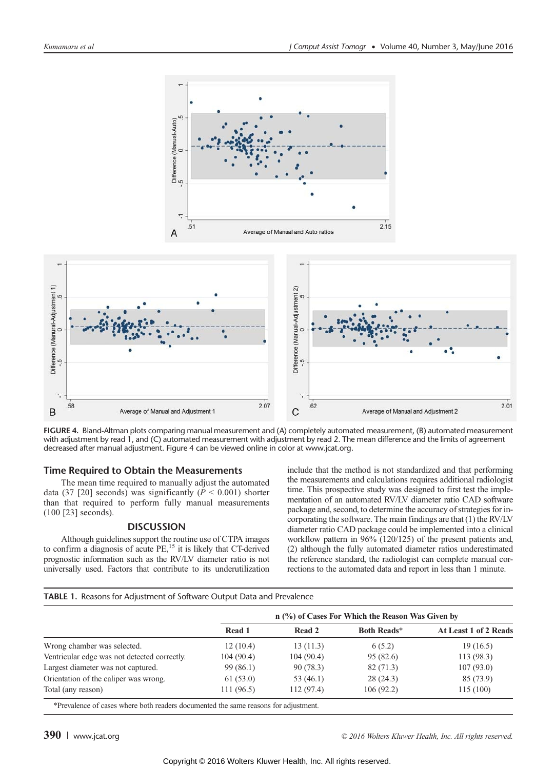FIGURE 4. Bland-Altman plots comparing manual measurement and (A) completely automated measurement, (B) automated measurement with adjustment by read 1, and (C) automated measurement with adjustment by read 2. The mean difference and the limits of agreement decreased after manual adjustment. Figure 4 can be viewed online in color at www.jcat.org.

## Time Required to Obtain the Measurements

The mean time required to manually adjust the automated data (37 [20] seconds) was significantly ($P < 0.001$) shorter than that required to perform fully manual measurements (100 [23] seconds).

## DISCUSSION

Although guidelines support the routine use of CTPA images to confirm a diagnosis of acute PE,[15] it is likely that CT-derived prognostic information such as the RV/LV diameter ratio is not universally used. Factors that contribute to its underutilization include that the method is not standardized and that performing the measurements and calculations requires additional radiologist time. This prospective study was designed to first test the implementation of an automated RV/LV diameter ratio CAD software package and, second, to determine the accuracy of strategies for incorporating the software. The main findings are that (1) the RV/LV diameter ratio CAD package could be implemented into a clinical workflow pattern in 96% (120/125) of the present patients and, (2) although the fully automated diameter ratios underestimated the reference standard, the radiologist can complete manual corrections to the automated data and report in less than 1 minute.

**TABLE 1.** Reasons for Adjustment of Software Output Data and Prevalence

| | n (%) of Cases For Which the Reason Was Given by | | | |
|---|---|---|---|---|
| | **Read 1** | **Read 2** | **Both Reads*** | **At Least 1 of 2 Reads** |
| Wrong chamber was selected. | 12 (10.4) | 13 (11.3) | 6 (5.2) | 19 (16.5) |
| Ventricular edge was not detected correctly. | 104 (90.4) | 104 (90.4) | 95 (82.6) | 113 (98.3) |
| Largest diameter was not captured. | 99 (86.1) | 90 (78.3) | 82 (71.3) | 107 (93.0) |
| Orientation of the caliper was wrong. | 61 (53.0) | 53 (46.1) | 28 (24.3) | 85 (73.9) |
| Total (any reason) | 111 (96.5) | 112 (97.4) | 106 (92.2) | 115 (100) |

*Prevalence of cases where both readers documented the same reasons for adjustment.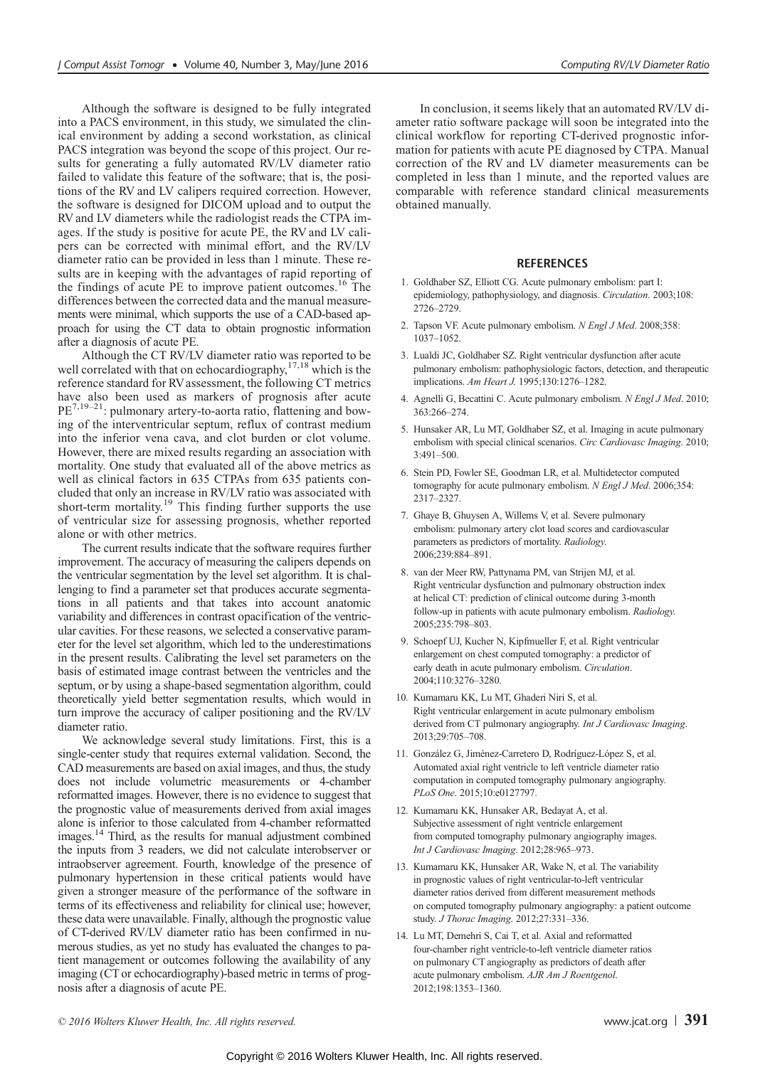Although the software is designed to be fully integrated into a PACS environment, in this study, we simulated the clinical environment by adding a second workstation, as clinical PACS integration was beyond the scope of this project. Our results for generating a fully automated RV/LV diameter ratio failed to validate this feature of the software; that is, the positions of the RV and LV calipers required correction. However, the software is designed for DICOM upload and to output the RV and LV diameters while the radiologist reads the CTPA images. If the study is positive for acute PE, the RV and LV calipers can be corrected with minimal effort, and the RV/LV diameter ratio can be provided in less than 1 minute. These results are in keeping with the advantages of rapid reporting of the findings of acute PE to improve patient outcomes.[16] The differences between the corrected data and the manual measurements were minimal, which supports the use of a CAD-based approach for using the CT data to obtain prognostic information after a diagnosis of acute PE.

Although the CT RV/LV diameter ratio was reported to be well correlated with that on echocardiography,[17,18] which is the reference standard for RV assessment, the following CT metrics have also been used as markers of prognosis after acute PE[7,19–21]: pulmonary artery-to-aorta ratio, flattening and bowing of the interventricular septum, reflux of contrast medium into the inferior vena cava, and clot burden or clot volume. However, there are mixed results regarding an association with mortality. One study that evaluated all of the above metrics as well as clinical factors in 635 CTPAs from 635 patients concluded that only an increase in RV/LV ratio was associated with short-term mortality.[19] This finding further supports the use of ventricular size for assessing prognosis, whether reported alone or with other metrics.

The current results indicate that the software requires further improvement. The accuracy of measuring the calipers depends on the ventricular segmentation by the level set algorithm. It is challenging to find a parameter set that produces accurate segmentations in all patients and that takes into account anatomic variability and differences in contrast opacification of the ventricular cavities. For these reasons, we selected a conservative parameter for the level set algorithm, which led to the underestimations in the present results. Calibrating the level set parameters on the basis of estimated image contrast between the ventricles and the septum, or by using a shape-based segmentation algorithm, could theoretically yield better segmentation results, which would in turn improve the accuracy of caliper positioning and the RV/LV diameter ratio.

We acknowledge several study limitations. First, this is a single-center study that requires external validation. Second, the CAD measurements are based on axial images, and thus, the study does not include volumetric measurements or 4-chamber reformatted images. However, there is no evidence to suggest that the prognostic value of measurements derived from axial images alone is inferior to those calculated from 4-chamber reformatted images.[14] Third, as the results for manual adjustment combined the inputs from 3 readers, we did not calculate interobserver or intraobserver agreement. Fourth, knowledge of the presence of pulmonary hypertension in these critical patients would have given a stronger measure of the performance of the software in terms of its effectiveness and reliability for clinical use; however, these data were unavailable. Finally, although the prognostic value of CT-derived RV/LV diameter ratio has been confirmed in numerous studies, as yet no study has evaluated the changes to patient management or outcomes following the availability of any imaging (CT or echocardiography)-based metric in terms of prognosis after a diagnosis of acute PE.

In conclusion, it seems likely that an automated RV/LV diameter ratio software package will soon be integrated into the clinical workflow for reporting CT-derived prognostic information for patients with acute PE diagnosed by CTPA. Manual correction of the RV and LV diameter measurements can be completed in less than 1 minute, and the reported values are comparable with reference standard clinical measurements obtained manually.

## REFERENCES

1. Goldhaber SZ, Elliott CG. Acute pulmonary embolism: part I: epidemiology, pathophysiology, and diagnosis. *Circulation*. 2003;108: 2726–2729.
2. Tapson VF. Acute pulmonary embolism. *N Engl J Med*. 2008;358: 1037–1052.
3. Lualdi JC, Goldhaber SZ. Right ventricular dysfunction after acute pulmonary embolism: pathophysiologic factors, detection, and therapeutic implications. *Am Heart J*. 1995;130:1276–1282.
4. Agnelli G, Becattini C. Acute pulmonary embolism. *N Engl J Med*. 2010; 363:266–274.
5. Hunsaker AR, Lu MT, Goldhaber SZ, et al. Imaging in acute pulmonary embolism with special clinical scenarios. *Circ Cardiovasc Imaging*. 2010; 3:491–500.
6. Stein PD, Fowler SE, Goodman LR, et al. Multidetector computed tomography for acute pulmonary embolism. *N Engl J Med*. 2006;354: 2317–2327.
7. Ghaye B, Ghuysen A, Willems V, et al. Severe pulmonary embolism: pulmonary artery clot load scores and cardiovascular parameters as predictors of mortality. *Radiology*. 2006;239:884–891.
8. van der Meer RW, Pattynama PM, van Strijen MJ, et al. Right ventricular dysfunction and pulmonary obstruction index at helical CT: prediction of clinical outcome during 3-month follow-up in patients with acute pulmonary embolism. *Radiology*. 2005;235:798–803.
9. Schoepf UJ, Kucher N, Kipfmueller F, et al. Right ventricular enlargement on chest computed tomography: a predictor of early death in acute pulmonary embolism. *Circulation*. 2004;110:3276–3280.
10. Kumamaru KK, Lu MT, Ghaderi Niri S, et al. Right ventricular enlargement in acute pulmonary embolism derived from CT pulmonary angiography. *Int J Cardiovasc Imaging*. 2013;29:705–708.
11. González G, Jiménez-Carretero D, Rodríguez-López S, et al. Automated axial right ventricle to left ventricle diameter ratio computation in computed tomography pulmonary angiography. *PLoS One*. 2015;10:e0127797.
12. Kumamaru KK, Hunsaker AR, Bedayat A, et al. Subjective assessment of right ventricle enlargement from computed tomography pulmonary angiography images. *Int J Cardiovasc Imaging*. 2012;28:965–973.
13. Kumamaru KK, Hunsaker AR, Wake N, et al. The variability in prognostic values of right ventricular-to-left ventricular diameter ratios derived from different measurement methods on computed tomography pulmonary angiography: a patient outcome study. *J Thorac Imaging*. 2012;27:331–336.
14. Lu MT, Demehri S, Cai T, et al. Axial and reformatted four-chamber right ventricle-to-left ventricle diameter ratios on pulmonary CT angiography as predictors of death after acute pulmonary embolism. *AJR Am J Roentgenol*. 2012;198:1353–1360.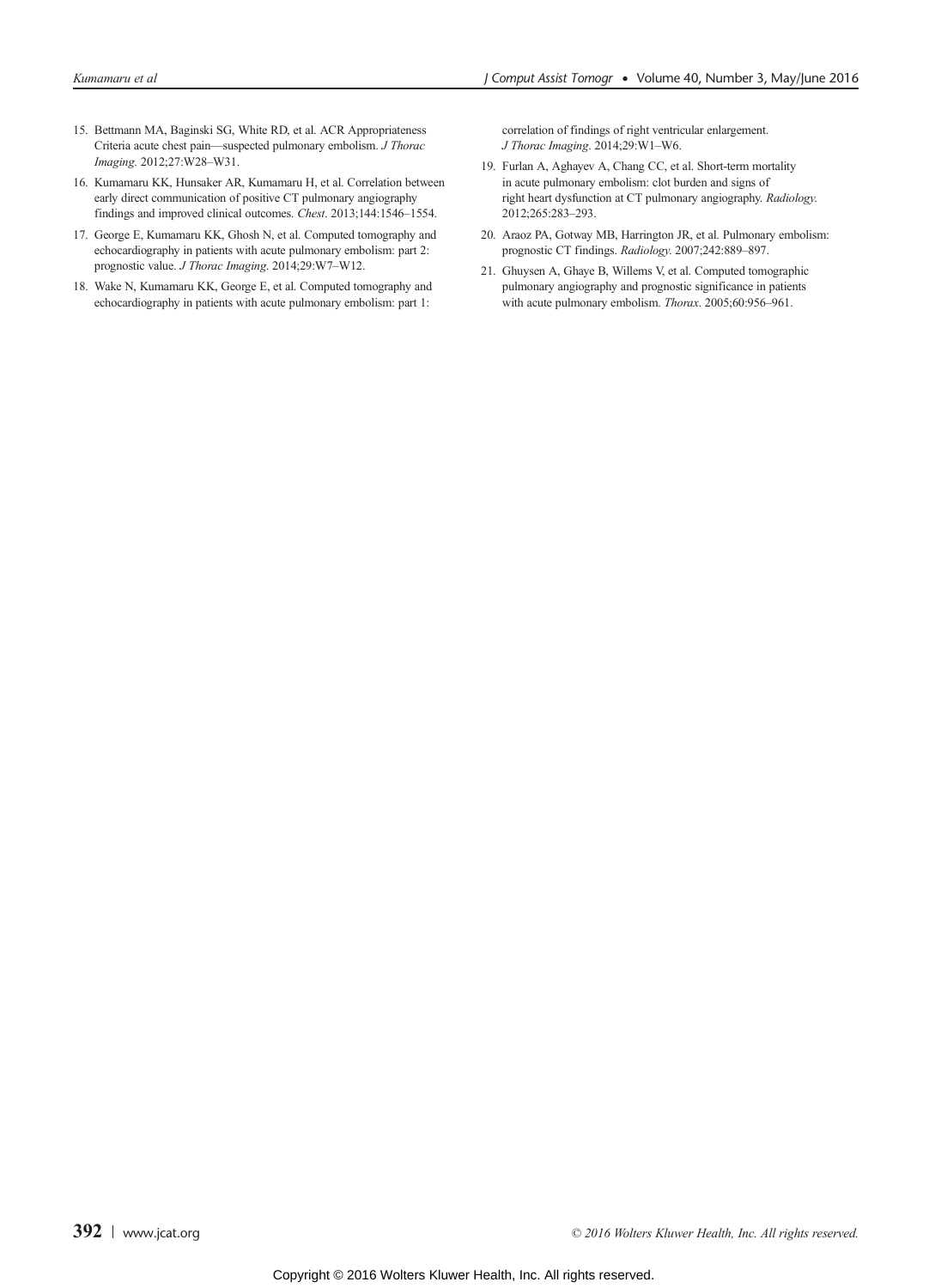15. Bettmann MA, Baginski SG, White RD, et al. ACR Appropriateness Criteria acute chest pain—suspected pulmonary embolism. *J Thorac Imaging*. 2012;27:W28–W31.
16. Kumamaru KK, Hunsaker AR, Kumamaru H, et al. Correlation between early direct communication of positive CT pulmonary angiography findings and improved clinical outcomes. *Chest*. 2013;144:1546–1554.
17. George E, Kumamaru KK, Ghosh N, et al. Computed tomography and echocardiography in patients with acute pulmonary embolism: part 2: prognostic value. *J Thorac Imaging*. 2014;29:W7–W12.
18. Wake N, Kumamaru KK, George E, et al. Computed tomography and echocardiography in patients with acute pulmonary embolism: part 1: correlation of findings of right ventricular enlargement. *J Thorac Imaging*. 2014;29:W1–W6.
19. Furlan A, Aghayev A, Chang CC, et al. Short-term mortality in acute pulmonary embolism: clot burden and signs of right heart dysfunction at CT pulmonary angiography. *Radiology*. 2012;265:283–293.
20. Araoz PA, Gotway MB, Harrington JR, et al. Pulmonary embolism: prognostic CT findings. *Radiology*. 2007;242:889–897.
21. Ghuysen A, Ghaye B, Willems V, et al. Computed tomographic pulmonary angiography and prognostic significance in patients with acute pulmonary embolism. *Thorax*. 2005;60:956–961.